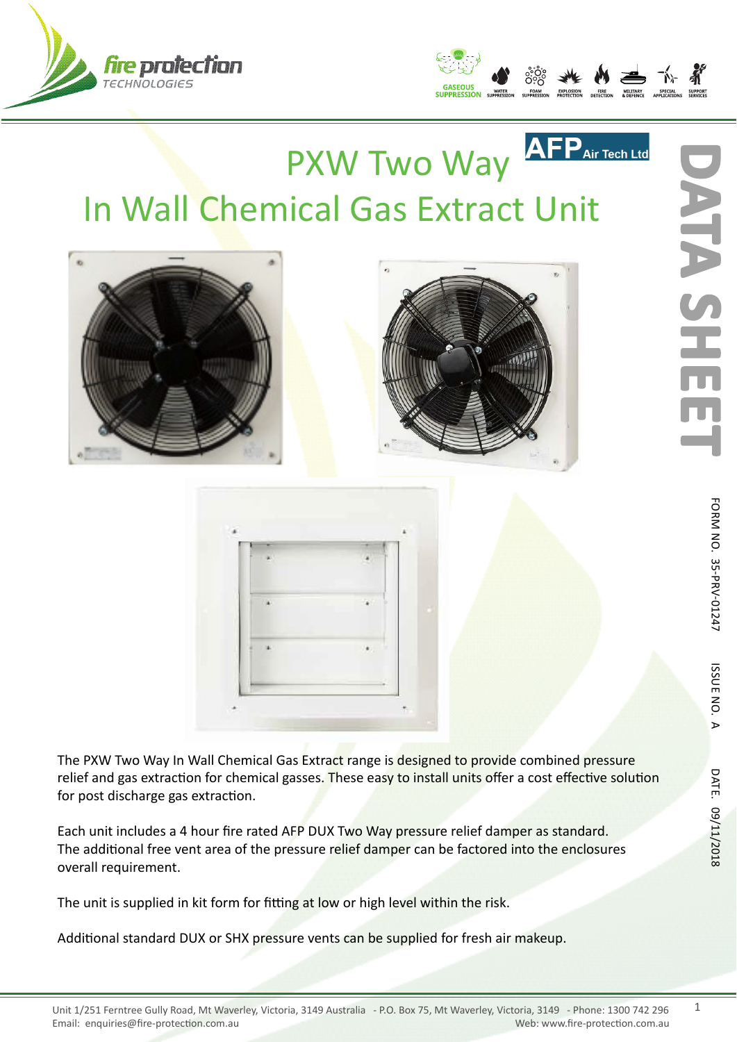# PXW Two Way In Wall Chemical Gas Extract Unit

DATA SHEET

FORM NO. 35-PRV-01247 ISSUE NO. A DATE. 09/11/2018

The PXW Two Way In Wall Chemical Gas Extract range is designed to provide combined pressure relief and gas extraction for chemical gasses. These easy to install units offer a cost effective solution for post discharge gas extraction.

Each unit includes a 4 hour fire rated AFP DUX Two Way pressure relief damper as standard. The additional free vent area of the pressure relief damper can be factored into the enclosures overall requirement.

The unit is supplied in kit form for fitting at low or high level within the risk.

Additional standard DUX or SHX pressure vents can be supplied for fresh air makeup.

Unit 1/251 Ferntree Gully Road, Mt Waverley, Victoria, 3149 Australia - P.O. Box 75, Mt Waverley, Victoria, 3149 - Phone: 1300 742 296
Email: enquiries@fire-protection.com.au Web: www.fire-protection.com.au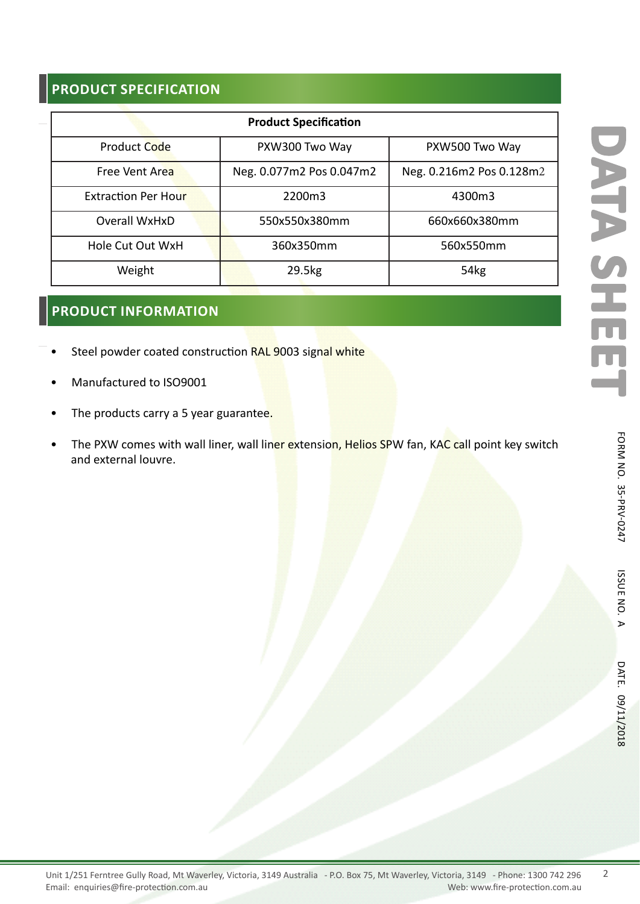## PRODUCT SPECIFICATION

| Product Specification | | |
|---|---|---|
| Product Code | PXW300 Two Way | PXW500 Two Way |
| Free Vent Area | Neg. 0.077m2 Pos 0.047m2 | Neg. 0.216m2 Pos 0.128m2 |
| Extraction Per Hour | 2200m3 | 4300m3 |
| Overall WxHxD | 550x550x380mm | 660x660x380mm |
| Hole Cut Out WxH | 360x350mm | 560x550mm |
| Weight | 29.5kg | 54kg |

## PRODUCT INFORMATION

- Steel powder coated construction RAL 9003 signal white
- Manufactured to ISO9001
- The products carry a 5 year guarantee.
- The PXW comes with wall liner, wall liner extension, Helios SPW fan, KAC call point key switch and external louvre.

DATA SHEET

FORM NO. 35-PRV-0247 ISSUE NO. A DATE. 09/11/2018

Unit 1/251 Ferntree Gully Road, Mt Waverley, Victoria, 3149 Australia - P.O. Box 75, Mt Waverley, Victoria, 3149 - Phone: 1300 742 296
Email: enquiries@fire-protection.com.au Web: www.fire-protection.com.au